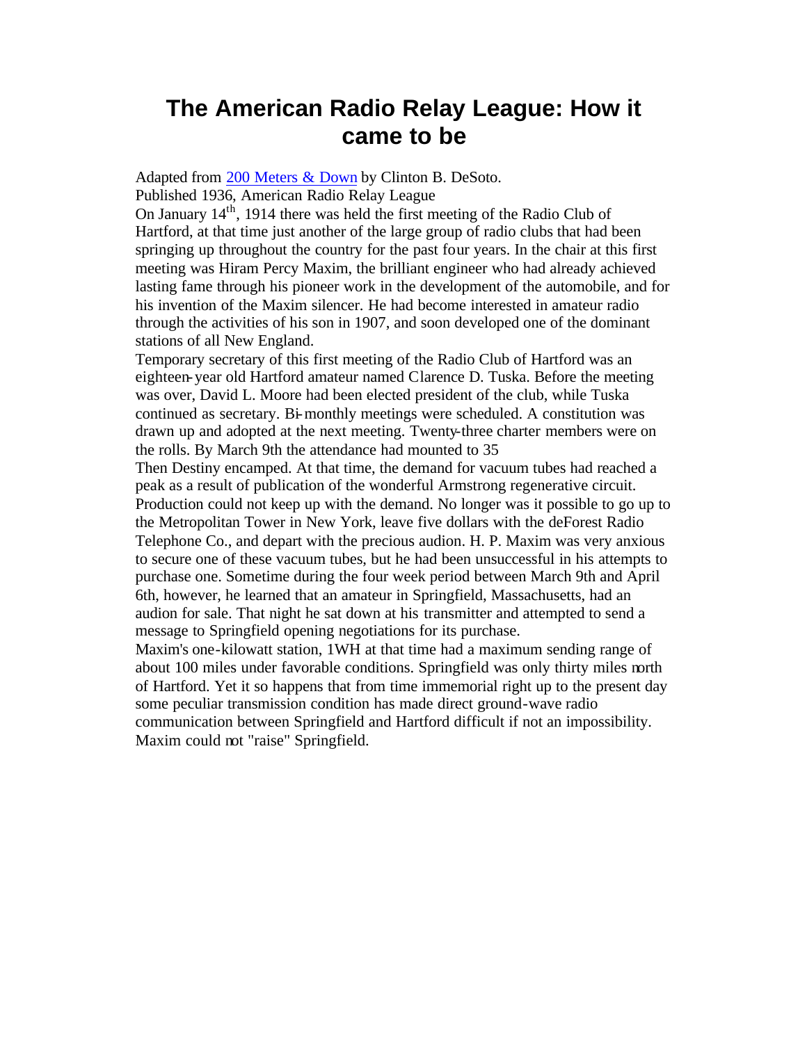# The American Radio Relay League: How it came to be

Adapted from [200 Meters & Down] by Clinton B. DeSoto.
Published 1936, American Radio Relay League

On January 14th, 1914 there was held the first meeting of the Radio Club of Hartford, at that time just another of the large group of radio clubs that had been springing up throughout the country for the past four years. In the chair at this first meeting was Hiram Percy Maxim, the brilliant engineer who had already achieved lasting fame through his pioneer work in the development of the automobile, and for his invention of the Maxim silencer. He had become interested in amateur radio through the activities of his son in 1907, and soon developed one of the dominant stations of all New England.

Temporary secretary of this first meeting of the Radio Club of Hartford was an eighteen-year old Hartford amateur named Clarence D. Tuska. Before the meeting was over, David L. Moore had been elected president of the club, while Tuska continued as secretary. Bi-monthly meetings were scheduled. A constitution was drawn up and adopted at the next meeting. Twenty-three charter members were on the rolls. By March 9th the attendance had mounted to 35

Then Destiny encamped. At that time, the demand for vacuum tubes had reached a peak as a result of publication of the wonderful Armstrong regenerative circuit. Production could not keep up with the demand. No longer was it possible to go up to the Metropolitan Tower in New York, leave five dollars with the deForest Radio Telephone Co., and depart with the precious audion. H. P. Maxim was very anxious to secure one of these vacuum tubes, but he had been unsuccessful in his attempts to purchase one. Sometime during the four week period between March 9th and April 6th, however, he learned that an amateur in Springfield, Massachusetts, had an audion for sale. That night he sat down at his transmitter and attempted to send a message to Springfield opening negotiations for its purchase.

Maxim's one-kilowatt station, 1WH at that time had a maximum sending range of about 100 miles under favorable conditions. Springfield was only thirty miles north of Hartford. Yet it so happens that from time immemorial right up to the present day some peculiar transmission condition has made direct ground-wave radio communication between Springfield and Hartford difficult if not an impossibility. Maxim could not "raise" Springfield.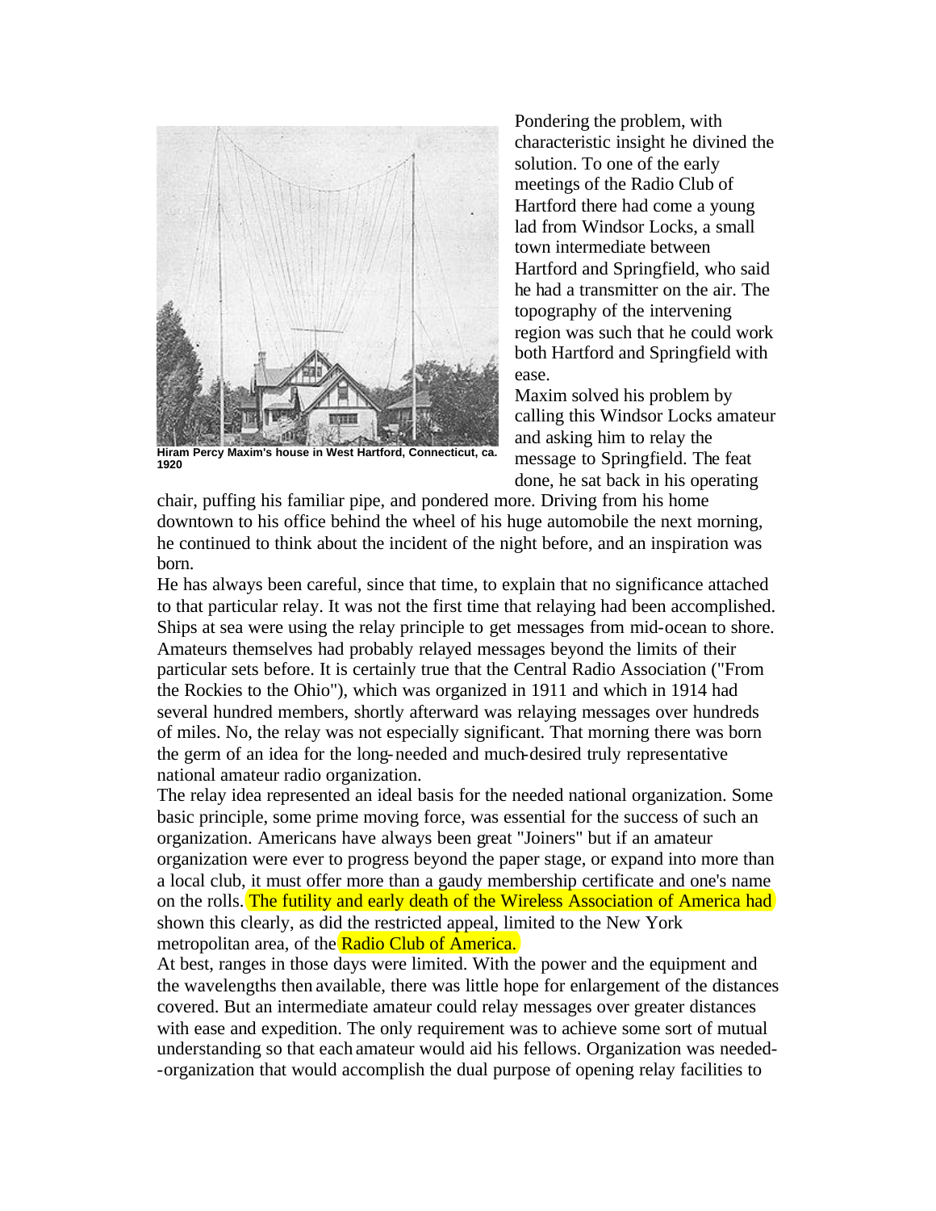Hiram Percy Maxim's house in West Hartford, Connecticut, ca. 1920

Pondering the problem, with characteristic insight he divined the solution. To one of the early meetings of the Radio Club of Hartford there had come a young lad from Windsor Locks, a small town intermediate between Hartford and Springfield, who said he had a transmitter on the air. The topography of the intervening region was such that he could work both Hartford and Springfield with ease.

Maxim solved his problem by calling this Windsor Locks amateur and asking him to relay the message to Springfield. The feat done, he sat back in his operating chair, puffing his familiar pipe, and pondered more. Driving from his home downtown to his office behind the wheel of his huge automobile the next morning, he continued to think about the incident of the night before, and an inspiration was born.

He has always been careful, since that time, to explain that no significance attached to that particular relay. It was not the first time that relaying had been accomplished. Ships at sea were using the relay principle to get messages from mid-ocean to shore. Amateurs themselves had probably relayed messages beyond the limits of their particular sets before. It is certainly true that the Central Radio Association ("From the Rockies to the Ohio"), which was organized in 1911 and which in 1914 had several hundred members, shortly afterward was relaying messages over hundreds of miles. No, the relay was not especially significant. That morning there was born the germ of an idea for the long-needed and much-desired truly representative national amateur radio organization.

The relay idea represented an ideal basis for the needed national organization. Some basic principle, some prime moving force, was essential for the success of such an organization. Americans have always been great "Joiners" but if an amateur organization were ever to progress beyond the paper stage, or expand into more than a local club, it must offer more than a gaudy membership certificate and one's name on the rolls. The futility and early death of the Wireless Association of America had shown this clearly, as did the restricted appeal, limited to the New York metropolitan area, of the Radio Club of America.

At best, ranges in those days were limited. With the power and the equipment and the wavelengths then available, there was little hope for enlargement of the distances covered. But an intermediate amateur could relay messages over greater distances with ease and expedition. The only requirement was to achieve some sort of mutual understanding so that each amateur would aid his fellows. Organization was needed--organization that would accomplish the dual purpose of opening relay facilities to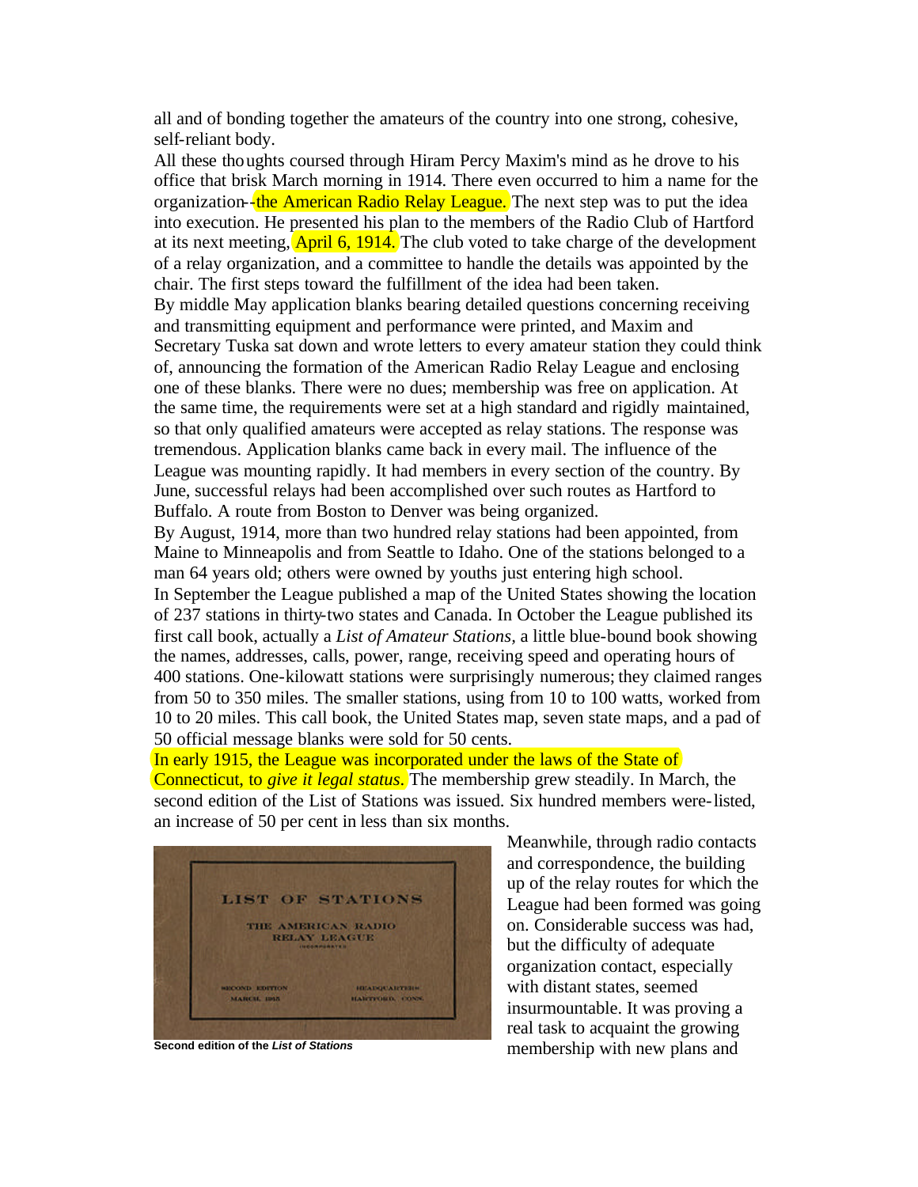all and of bonding together the amateurs of the country into one strong, cohesive, self-reliant body.

All these thoughts coursed through Hiram Percy Maxim's mind as he drove to his office that brisk March morning in 1914. There even occurred to him a name for the organization--the American Radio Relay League. The next step was to put the idea into execution. He presented his plan to the members of the Radio Club of Hartford at its next meeting, April 6, 1914. The club voted to take charge of the development of a relay organization, and a committee to handle the details was appointed by the chair. The first steps toward the fulfillment of the idea had been taken.

By middle May application blanks bearing detailed questions concerning receiving and transmitting equipment and performance were printed, and Maxim and Secretary Tuska sat down and wrote letters to every amateur station they could think of, announcing the formation of the American Radio Relay League and enclosing one of these blanks. There were no dues; membership was free on application. At the same time, the requirements were set at a high standard and rigidly maintained, so that only qualified amateurs were accepted as relay stations. The response was tremendous. Application blanks came back in every mail. The influence of the League was mounting rapidly. It had members in every section of the country. By June, successful relays had been accomplished over such routes as Hartford to Buffalo. A route from Boston to Denver was being organized.

By August, 1914, more than two hundred relay stations had been appointed, from Maine to Minneapolis and from Seattle to Idaho. One of the stations belonged to a man 64 years old; others were owned by youths just entering high school.

In September the League published a map of the United States showing the location of 237 stations in thirty-two states and Canada. In October the League published its first call book, actually a *List of Amateur Stations*, a little blue-bound book showing the names, addresses, calls, power, range, receiving speed and operating hours of 400 stations. One-kilowatt stations were surprisingly numerous; they claimed ranges from 50 to 350 miles. The smaller stations, using from 10 to 100 watts, worked from 10 to 20 miles. This call book, the United States map, seven state maps, and a pad of 50 official message blanks were sold for 50 cents.

In early 1915, the League was incorporated under the laws of the State of Connecticut, to *give it legal status*. The membership grew steadily. In March, the second edition of the List of Stations was issued. Six hundred members were listed, an increase of 50 per cent in less than six months.

**Second edition of the *List of Stations***

Meanwhile, through radio contacts and correspondence, the building up of the relay routes for which the League had been formed was going on. Considerable success was had, but the difficulty of adequate organization contact, especially with distant states, seemed insurmountable. It was proving a real task to acquaint the growing membership with new plans and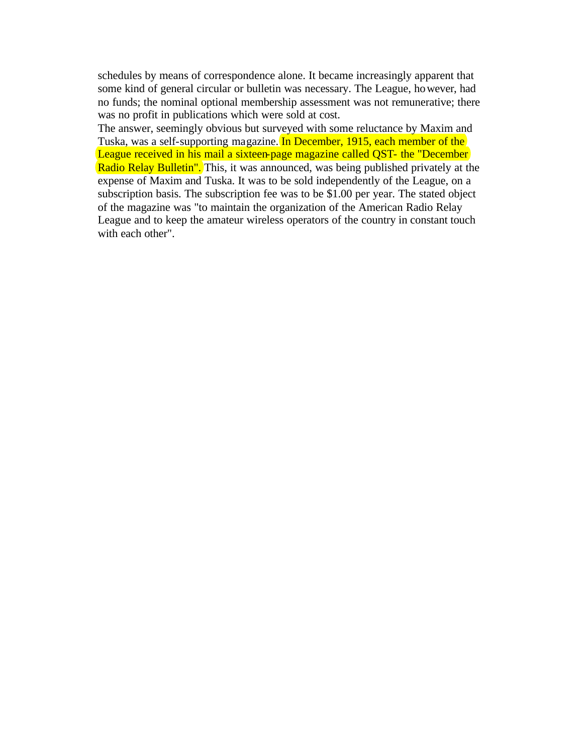schedules by means of correspondence alone. It became increasingly apparent that some kind of general circular or bulletin was necessary. The League, however, had no funds; the nominal optional membership assessment was not remunerative; there was no profit in publications which were sold at cost.

The answer, seemingly obvious but surveyed with some reluctance by Maxim and Tuska, was a self-supporting magazine. In December, 1915, each member of the League received in his mail a sixteen-page magazine called QST- the "December Radio Relay Bulletin". This, it was announced, was being published privately at the expense of Maxim and Tuska. It was to be sold independently of the League, on a subscription basis. The subscription fee was to be $1.00 per year. The stated object of the magazine was "to maintain the organization of the American Radio Relay League and to keep the amateur wireless operators of the country in constant touch with each other".